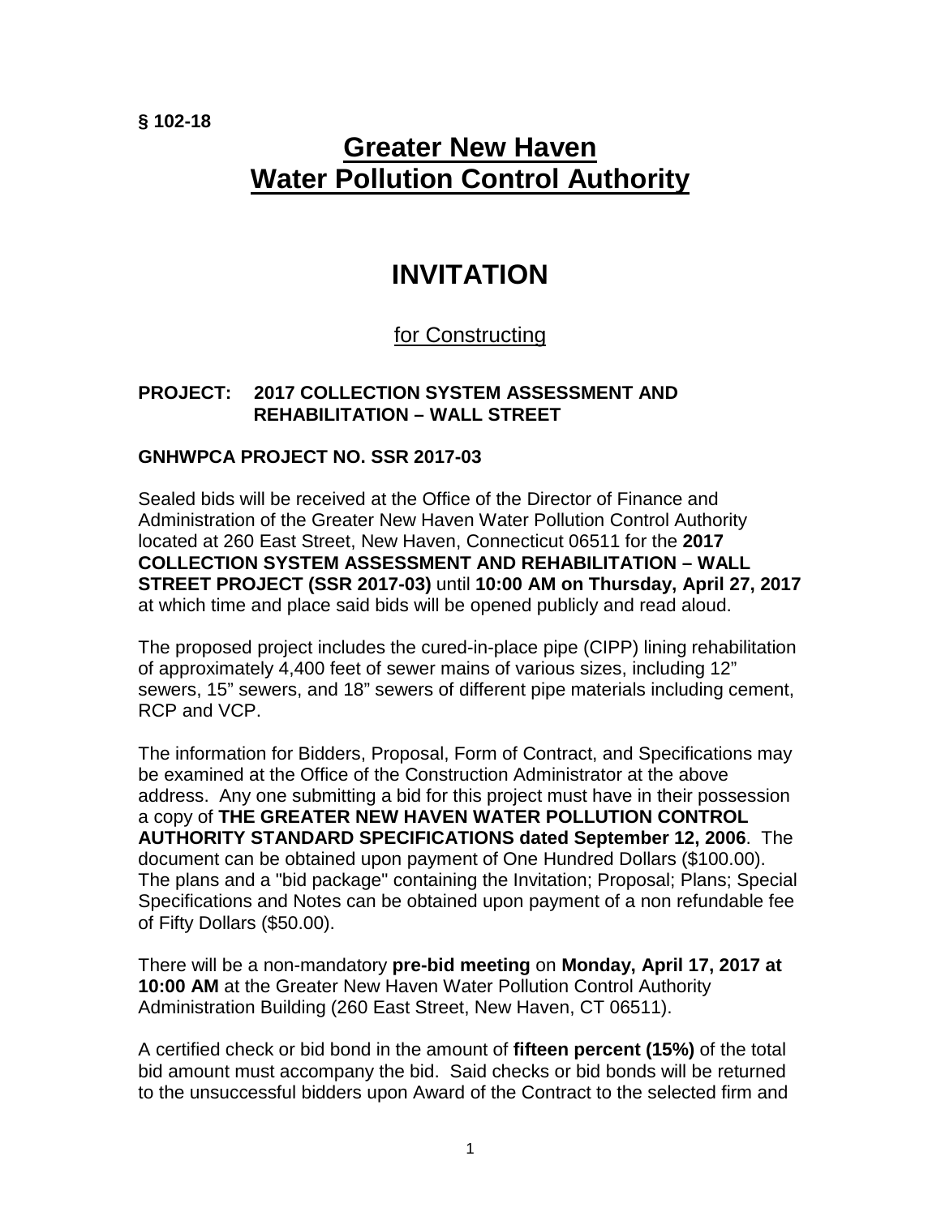**§ 102-18**

# Greater New Haven Water Pollution Control Authority

# INVITATION

## for Constructing

**PROJECT: 2017 COLLECTION SYSTEM ASSESSMENT AND REHABILITATION – WALL STREET**

**GNHWPCA PROJECT NO. SSR 2017-03**

Sealed bids will be received at the Office of the Director of Finance and Administration of the Greater New Haven Water Pollution Control Authority located at 260 East Street, New Haven, Connecticut 06511 for the **2017 COLLECTION SYSTEM ASSESSMENT AND REHABILITATION – WALL STREET PROJECT (SSR 2017-03)** until **10:00 AM on Thursday, April 27, 2017** at which time and place said bids will be opened publicly and read aloud.

The proposed project includes the cured-in-place pipe (CIPP) lining rehabilitation of approximately 4,400 feet of sewer mains of various sizes, including 12" sewers, 15" sewers, and 18" sewers of different pipe materials including cement, RCP and VCP.

The information for Bidders, Proposal, Form of Contract, and Specifications may be examined at the Office of the Construction Administrator at the above address. Any one submitting a bid for this project must have in their possession a copy of **THE GREATER NEW HAVEN WATER POLLUTION CONTROL AUTHORITY STANDARD SPECIFICATIONS dated September 12, 2006**. The document can be obtained upon payment of One Hundred Dollars ($100.00). The plans and a "bid package" containing the Invitation; Proposal; Plans; Special Specifications and Notes can be obtained upon payment of a non refundable fee of Fifty Dollars ($50.00).

There will be a non-mandatory **pre-bid meeting** on **Monday, April 17, 2017 at 10:00 AM** at the Greater New Haven Water Pollution Control Authority Administration Building (260 East Street, New Haven, CT 06511).

A certified check or bid bond in the amount of **fifteen percent (15%)** of the total bid amount must accompany the bid. Said checks or bid bonds will be returned to the unsuccessful bidders upon Award of the Contract to the selected firm and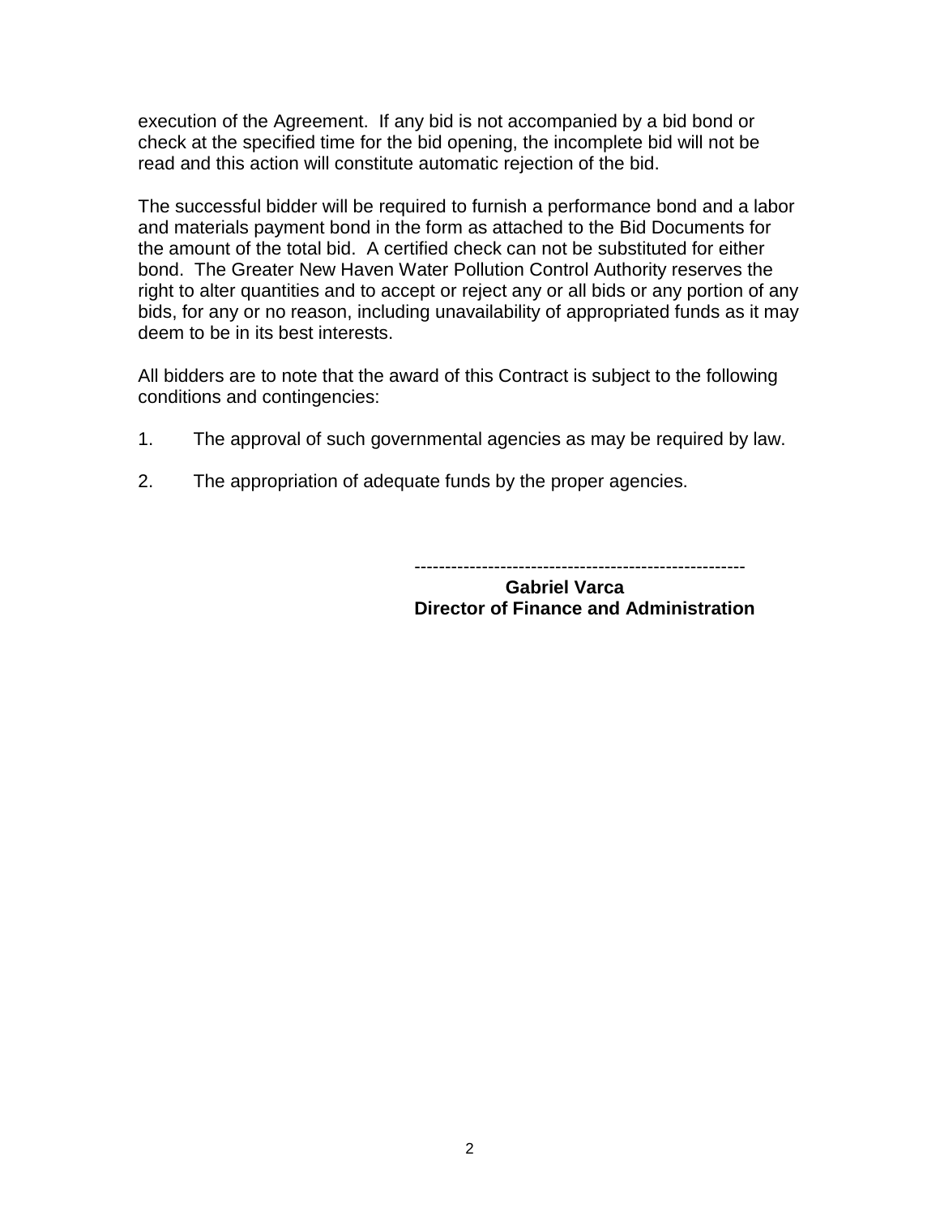execution of the Agreement. If any bid is not accompanied by a bid bond or check at the specified time for the bid opening, the incomplete bid will not be read and this action will constitute automatic rejection of the bid.

The successful bidder will be required to furnish a performance bond and a labor and materials payment bond in the form as attached to the Bid Documents for the amount of the total bid. A certified check can not be substituted for either bond. The Greater New Haven Water Pollution Control Authority reserves the right to alter quantities and to accept or reject any or all bids or any portion of any bids, for any or no reason, including unavailability of appropriated funds as it may deem to be in its best interests.

All bidders are to note that the award of this Contract is subject to the following conditions and contingencies:

1. The approval of such governmental agencies as may be required by law.

2. The appropriation of adequate funds by the proper agencies.

-------------------------------------------------------

**Gabriel Varca**
**Director of Finance and Administration**